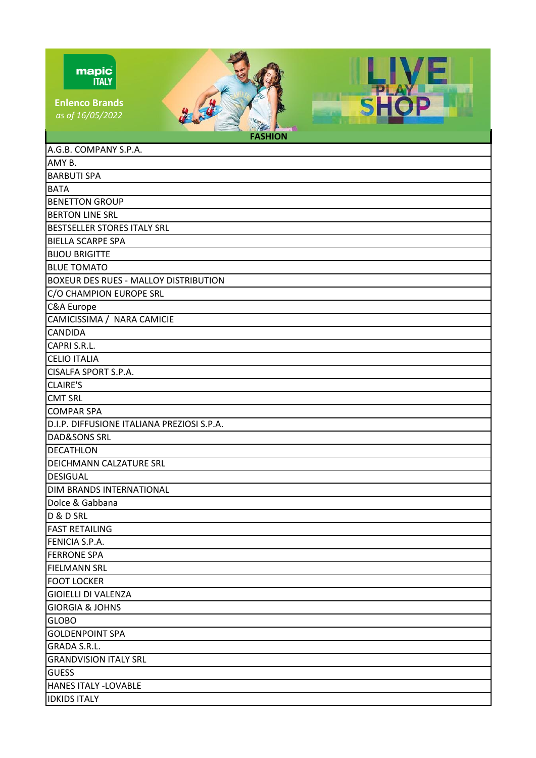mapic ITALY

**Enlenco Brands**

*as of 16/05/2022*

LIVE PLAY SHOP

| FASHION |
|---|
| A.G.B. COMPANY S.P.A. |
| AMY B. |
| BARBUTI SPA |
| BATA |
| BENETTON GROUP |
| BERTON LINE SRL |
| BESTSELLER STORES ITALY SRL |
| BIELLA SCARPE SPA |
| BIJOU BRIGITTE |
| BLUE TOMATO |
| BOXEUR DES RUES - MALLOY DISTRIBUTION |
| C/O CHAMPION EUROPE SRL |
| C&A Europe |
| CAMICISSIMA /  NARA CAMICIE |
| CANDIDA |
| CAPRI S.R.L. |
| CELIO ITALIA |
| CISALFA SPORT S.P.A. |
| CLAIRE'S |
| CMT SRL |
| COMPAR SPA |
| D.I.P. DIFFUSIONE ITALIANA PREZIOSI S.P.A. |
| DAD&SONS SRL |
| DECATHLON |
| DEICHMANN CALZATURE SRL |
| DESIGUAL |
| DIM BRANDS INTERNATIONAL |
| Dolce & Gabbana |
| D & D SRL |
| FAST RETAILING |
| FENICIA S.P.A. |
| FERRONE SPA |
| FIELMANN SRL |
| FOOT LOCKER |
| GIOIELLI DI VALENZA |
| GIORGIA & JOHNS |
| GLOBO |
| GOLDENPOINT SPA |
| GRADA S.R.L. |
| GRANDVISION ITALY SRL |
| GUESS |
| HANES ITALY -LOVABLE |
| IDKIDS ITALY |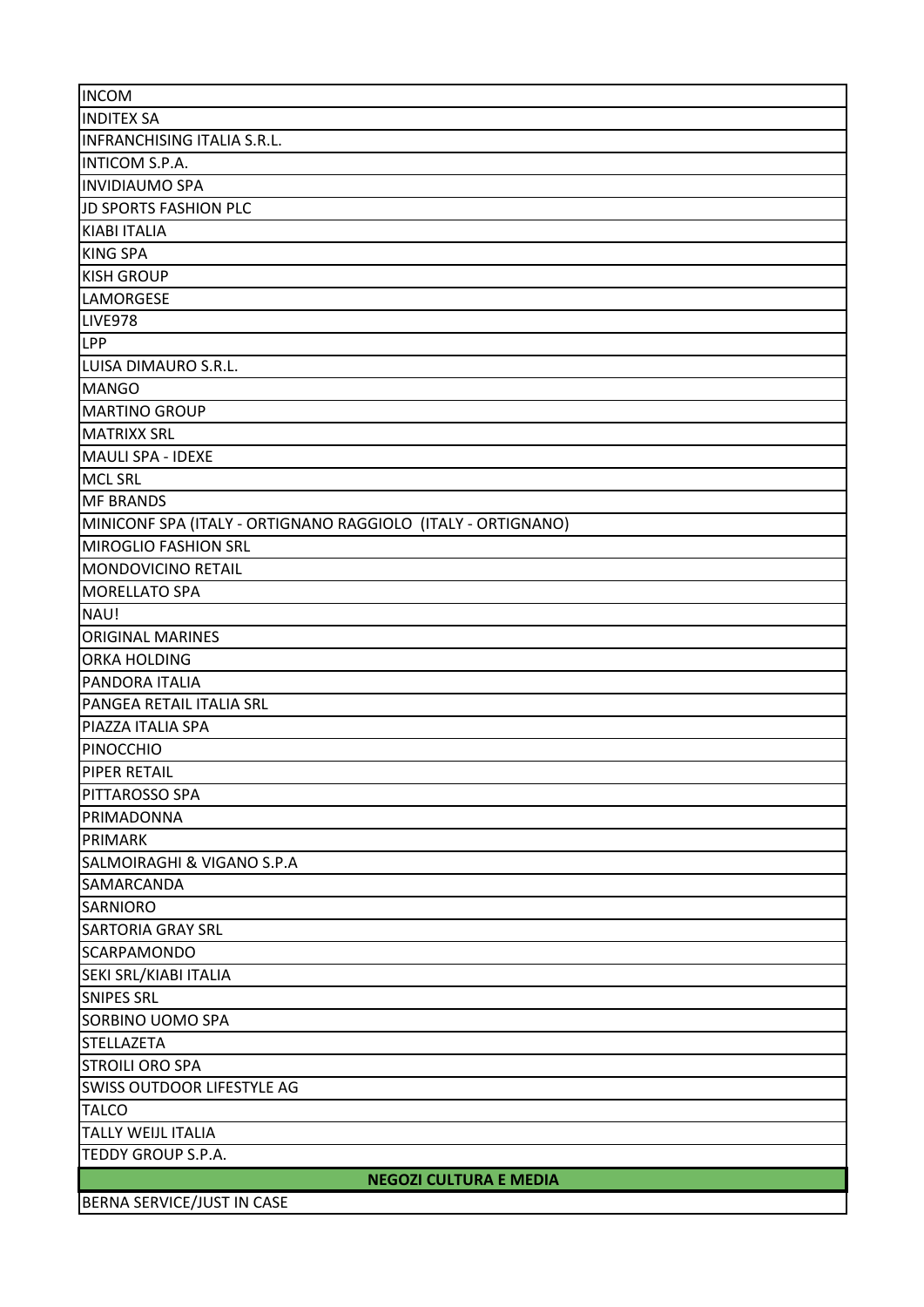| |
|---|
| INCOM |
| INDITEX SA |
| INFRANCHISING ITALIA S.R.L. |
| INTICOM S.P.A. |
| INVIDIAUMO SPA |
| JD SPORTS FASHION PLC |
| KIABI ITALIA |
| KING SPA |
| KISH GROUP |
| LAMORGESE |
| LIVE978 |
| LPP |
| LUISA DIMAURO S.R.L. |
| MANGO |
| MARTINO GROUP |
| MATRIXX SRL |
| MAULI SPA - IDEXE |
| MCL SRL |
| MF BRANDS |
| MINICONF SPA (ITALY - ORTIGNANO RAGGIOLO (ITALY - ORTIGNANO) |
| MIROGLIO FASHION SRL |
| MONDOVICINO RETAIL |
| MORELLATO SPA |
| NAU! |
| ORIGINAL MARINES |
| ORKA HOLDING |
| PANDORA ITALIA |
| PANGEA RETAIL ITALIA SRL |
| PIAZZA ITALIA SPA |
| PINOCCHIO |
| PIPER RETAIL |
| PITTAROSSO SPA |
| PRIMADONNA |
| PRIMARK |
| SALMOIRAGHI & VIGANO S.P.A |
| SAMARCANDA |
| SARNIORO |
| SARTORIA GRAY SRL |
| SCARPAMONDO |
| SEKI SRL/KIABI ITALIA |
| SNIPES SRL |
| SORBINO UOMO SPA |
| STELLAZETA |
| STROILI ORO SPA |
| SWISS OUTDOOR LIFESTYLE AG |
| TALCO |
| TALLY WEIJL ITALIA |
| TEDDY GROUP S.P.A. |
| **NEGOZI CULTURA E MEDIA** |
| BERNA SERVICE/JUST IN CASE |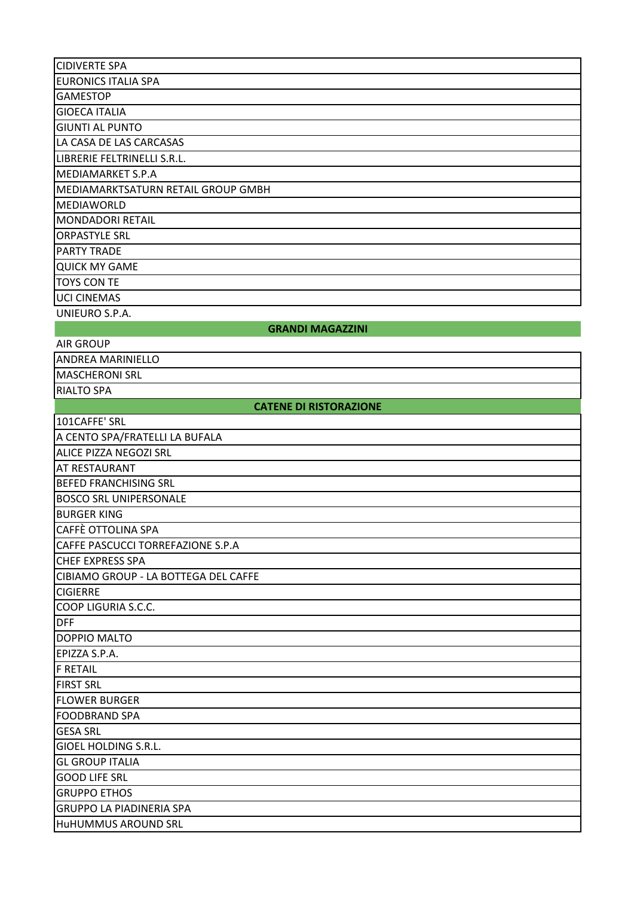| CIDIVERTE SPA |
| --- |
| EURONICS ITALIA SPA |
| GAMESTOP |
| GIOECA ITALIA |
| GIUNTI AL PUNTO |
| LA CASA DE LAS CARCASAS |
| LIBRERIE FELTRINELLI S.R.L. |
| MEDIAMARKET S.P.A |
| MEDIAMARKTSATURN RETAIL GROUP GMBH |
| MEDIAWORLD |
| MONDADORI RETAIL |
| ORPASTYLE SRL |
| PARTY TRADE |
| QUICK MY GAME |
| TOYS CON TE |
| UCI CINEMAS |
| UNIEURO S.P.A. |
| **GRANDI MAGAZZINI** |
| AIR GROUP |
| ANDREA MARINIELLO |
| MASCHERONI SRL |
| RIALTO SPA |
| **CATENE DI RISTORAZIONE** |
| 101CAFFE' SRL |
| A CENTO SPA/FRATELLI LA BUFALA |
| ALICE PIZZA NEGOZI SRL |
| AT RESTAURANT |
| BEFED FRANCHISING SRL |
| BOSCO SRL UNIPERSONALE |
| BURGER KING |
| CAFFÈ OTTOLINA SPA |
| CAFFE PASCUCCI TORREFAZIONE S.P.A |
| CHEF EXPRESS SPA |
| CIBIAMO GROUP - LA BOTTEGA DEL CAFFE |
| CIGIERRE |
| COOP LIGURIA S.C.C. |
| DFF |
| DOPPIO MALTO |
| EPIZZA S.P.A. |
| F RETAIL |
| FIRST SRL |
| FLOWER BURGER |
| FOODBRAND SPA |
| GESA SRL |
| GIOEL HOLDING S.R.L. |
| GL GROUP ITALIA |
| GOOD LIFE SRL |
| GRUPPO ETHOS |
| GRUPPO LA PIADINERIA SPA |
| HuHUMMUS AROUND SRL |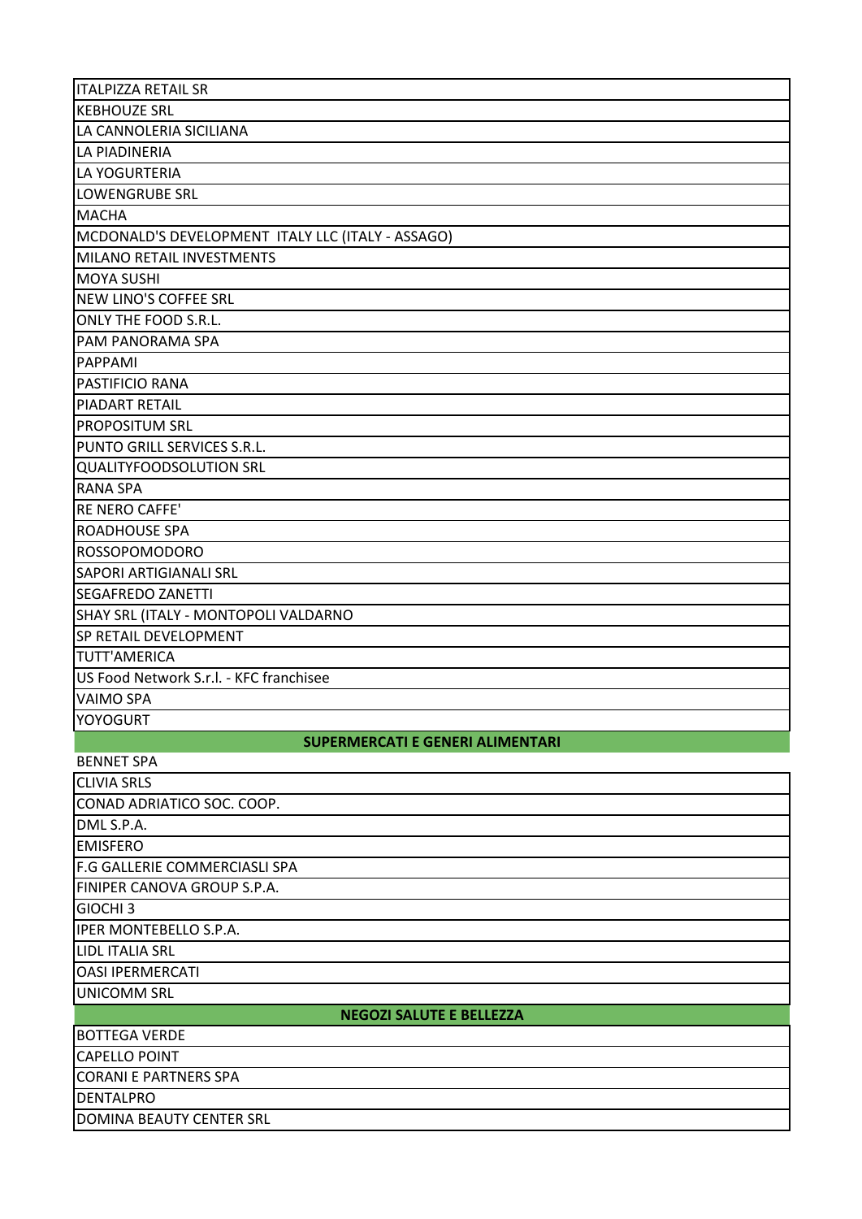| |
|---|
| ITALPIZZA RETAIL SR |
| KEBHOUZE SRL |
| LA CANNOLERIA SICILIANA |
| LA PIADINERIA |
| LA YOGURTERIA |
| LOWENGRUBE SRL |
| MACHA |
| MCDONALD'S DEVELOPMENT ITALY LLC (ITALY - ASSAGO) |
| MILANO RETAIL INVESTMENTS |
| MOYA SUSHI |
| NEW LINO'S COFFEE SRL |
| ONLY THE FOOD S.R.L. |
| PAM PANORAMA SPA |
| PAPPAMI |
| PASTIFICIO RANA |
| PIADART RETAIL |
| PROPOSITUM SRL |
| PUNTO GRILL SERVICES S.R.L. |
| QUALITYFOODSOLUTION SRL |
| RANA SPA |
| RE NERO CAFFE' |
| ROADHOUSE SPA |
| ROSSOPOMODORO |
| SAPORI ARTIGIANALI SRL |
| SEGAFREDO ZANETTI |
| SHAY SRL (ITALY - MONTOPOLI VALDARNO |
| SP RETAIL DEVELOPMENT |
| TUTT'AMERICA |
| US Food Network S.r.l. - KFC franchisee |
| VAIMO SPA |
| YOYOGURT |
| **SUPERMERCATI E GENERI ALIMENTARI** |
| BENNET SPA |
| CLIVIA SRLS |
| CONAD ADRIATICO SOC. COOP. |
| DML S.P.A. |
| EMISFERO |
| F.G GALLERIE COMMERCIASLI SPA |
| FINIPER CANOVA GROUP S.P.A. |
| GIOCHI 3 |
| IPER MONTEBELLO S.P.A. |
| LIDL ITALIA SRL |
| OASI IPERMERCATI |
| UNICOMM SRL |
| **NEGOZI SALUTE E BELLEZZA** |
| BOTTEGA VERDE |
| CAPELLO POINT |
| CORANI E PARTNERS SPA |
| DENTALPRO |
| DOMINA BEAUTY CENTER SRL |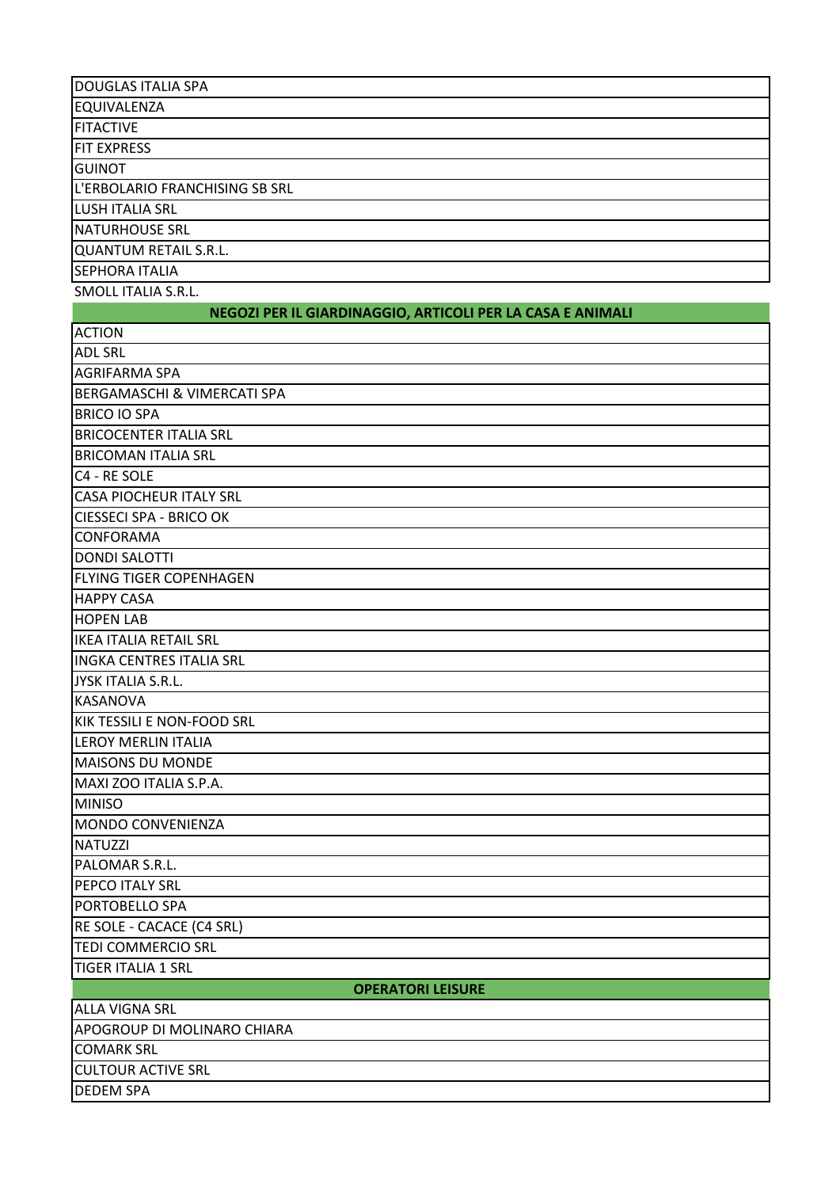| |
|---|
| DOUGLAS ITALIA SPA |
| EQUIVALENZA |
| FITACTIVE |
| FIT EXPRESS |
| GUINOT |
| L'ERBOLARIO FRANCHISING SB SRL |
| LUSH ITALIA SRL |
| NATURHOUSE SRL |
| QUANTUM RETAIL S.R.L. |
| SEPHORA ITALIA |
| SMOLL ITALIA S.R.L. |
| **NEGOZI PER IL GIARDINAGGIO, ARTICOLI PER LA CASA E ANIMALI** |
| ACTION |
| ADL SRL |
| AGRIFARMA SPA |
| BERGAMASCHI & VIMERCATI SPA |
| BRICO IO SPA |
| BRICOCENTER ITALIA SRL |
| BRICOMAN ITALIA SRL |
| C4 - RE SOLE |
| CASA PIOCHEUR ITALY SRL |
| CIESSECI SPA - BRICO OK |
| CONFORAMA |
| DONDI SALOTTI |
| FLYING TIGER COPENHAGEN |
| HAPPY CASA |
| HOPEN LAB |
| IKEA ITALIA RETAIL SRL |
| INGKA CENTRES ITALIA SRL |
| JYSK ITALIA S.R.L. |
| KASANOVA |
| KIK TESSILI E NON-FOOD SRL |
| LEROY MERLIN ITALIA |
| MAISONS DU MONDE |
| MAXI ZOO ITALIA S.P.A. |
| MINISO |
| MONDO CONVENIENZA |
| NATUZZI |
| PALOMAR S.R.L. |
| PEPCO ITALY SRL |
| PORTOBELLO SPA |
| RE SOLE - CACACE (C4 SRL) |
| TEDI COMMERCIO SRL |
| TIGER ITALIA 1 SRL |
| **OPERATORI LEISURE** |
| ALLA VIGNA SRL |
| APOGROUP DI MOLINARO CHIARA |
| COMARK SRL |
| CULTOUR ACTIVE SRL |
| DEDEM SPA |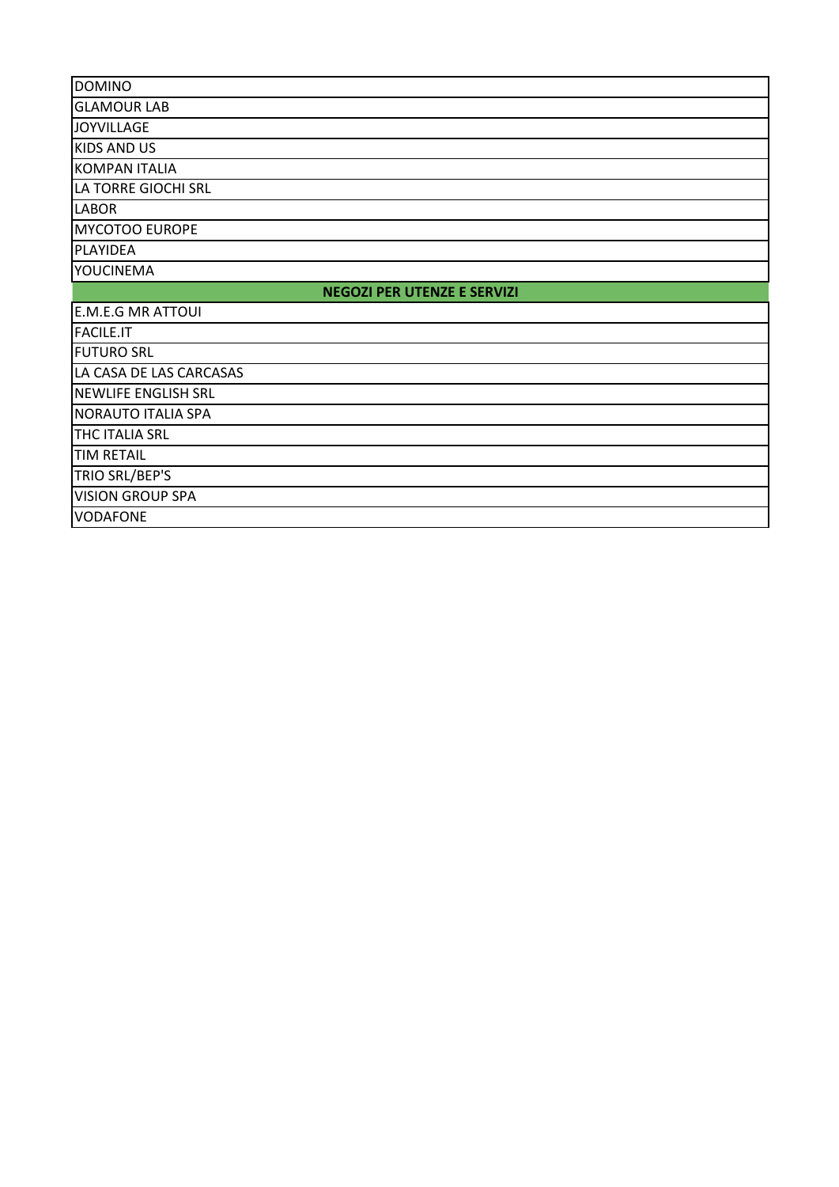| |
|---|
| DOMINO |
| GLAMOUR LAB |
| JOYVILLAGE |
| KIDS AND US |
| KOMPAN ITALIA |
| LA TORRE GIOCHI SRL |
| LABOR |
| MYCOTOO EUROPE |
| PLAYIDEA |
| YOUCINEMA |
| **NEGOZI PER UTENZE E SERVIZI** |
| E.M.E.G MR ATTOUI |
| FACILE.IT |
| FUTURO SRL |
| LA CASA DE LAS CARCASAS |
| NEWLIFE ENGLISH SRL |
| NORAUTO ITALIA SPA |
| THC ITALIA SRL |
| TIM RETAIL |
| TRIO SRL/BEP'S |
| VISION GROUP SPA |
| VODAFONE |